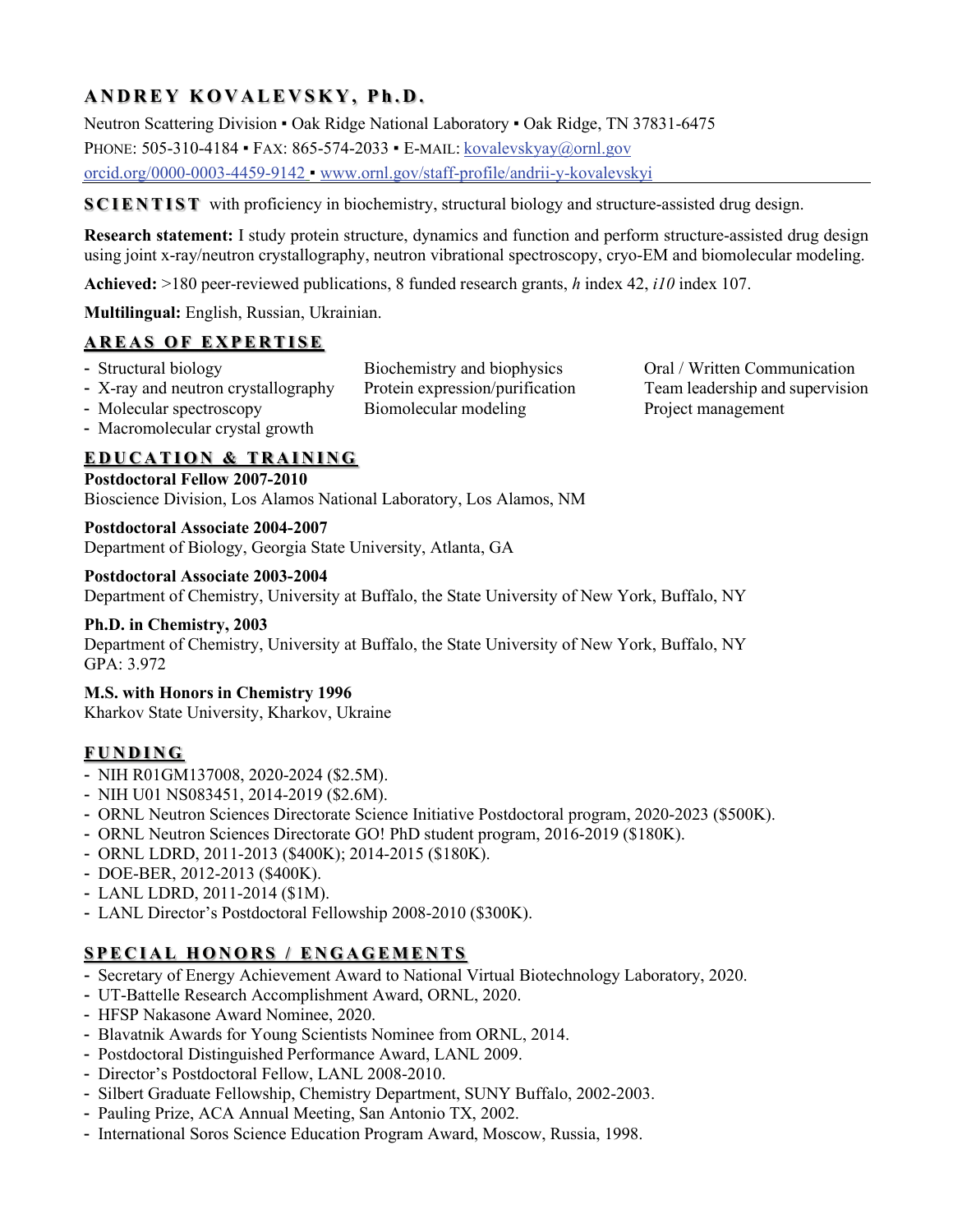# ANDREY KOVALEVSKY, Ph.D.

Neutron Scattering Division ▪ Oak Ridge National Laboratory ▪ Oak Ridge, TN 37831-6475
PHONE: 505-310-4184 ▪ FAX: 865-574-2033 ▪ E-MAIL: kovalevskyay@ornl.gov
orcid.org/0000-0003-4459-9142 ▪ www.ornl.gov/staff-profile/andrii-y-kovalevskyi

**SCIENTIST** with proficiency in biochemistry, structural biology and structure-assisted drug design.

**Research statement:** I study protein structure, dynamics and function and perform structure-assisted drug design using joint x-ray/neutron crystallography, neutron vibrational spectroscopy, cryo-EM and biomolecular modeling.

**Achieved:** >180 peer-reviewed publications, 8 funded research grants, *h* index 42, *i10* index 107.

**Multilingual:** English, Russian, Ukrainian.

## AREAS OF EXPERTISE

- Structural biology
- X-ray and neutron crystallography
- Molecular spectroscopy
- Macromolecular crystal growth
- Biochemistry and biophysics
- Protein expression/purification
- Biomolecular modeling
- Oral / Written Communication
- Team leadership and supervision
- Project management

## EDUCATION & TRAINING

**Postdoctoral Fellow 2007-2010**
Bioscience Division, Los Alamos National Laboratory, Los Alamos, NM

**Postdoctoral Associate 2004-2007**
Department of Biology, Georgia State University, Atlanta, GA

**Postdoctoral Associate 2003-2004**
Department of Chemistry, University at Buffalo, the State University of New York, Buffalo, NY

**Ph.D. in Chemistry, 2003**
Department of Chemistry, University at Buffalo, the State University of New York, Buffalo, NY
GPA: 3.972

**M.S. with Honors in Chemistry 1996**
Kharkov State University, Kharkov, Ukraine

## FUNDING

- NIH R01GM137008, 2020-2024 ($2.5M).
- NIH U01 NS083451, 2014-2019 ($2.6M).
- ORNL Neutron Sciences Directorate Science Initiative Postdoctoral program, 2020-2023 ($500K).
- ORNL Neutron Sciences Directorate GO! PhD student program, 2016-2019 ($180K).
- ORNL LDRD, 2011-2013 ($400K); 2014-2015 ($180K).
- DOE-BER, 2012-2013 ($400K).
- LANL LDRD, 2011-2014 ($1M).
- LANL Director's Postdoctoral Fellowship 2008-2010 ($300K).

## SPECIAL HONORS / ENGAGEMENTS

- Secretary of Energy Achievement Award to National Virtual Biotechnology Laboratory, 2020.
- UT-Battelle Research Accomplishment Award, ORNL, 2020.
- HFSP Nakasone Award Nominee, 2020.
- Blavatnik Awards for Young Scientists Nominee from ORNL, 2014.
- Postdoctoral Distinguished Performance Award, LANL 2009.
- Director's Postdoctoral Fellow, LANL 2008-2010.
- Silbert Graduate Fellowship, Chemistry Department, SUNY Buffalo, 2002-2003.
- Pauling Prize, ACA Annual Meeting, San Antonio TX, 2002.
- International Soros Science Education Program Award, Moscow, Russia, 1998.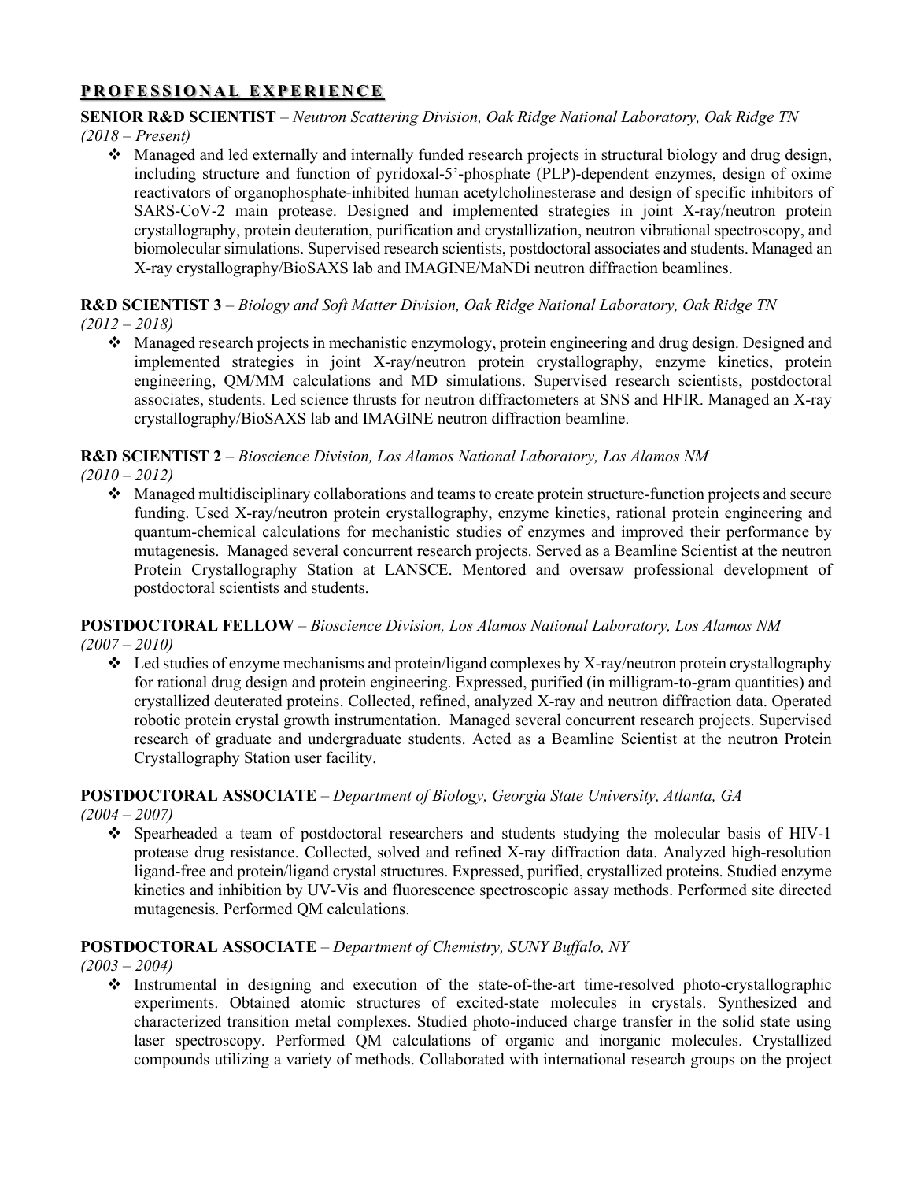## PROFESSIONAL EXPERIENCE

**SENIOR R&D SCIENTIST** – *Neutron Scattering Division, Oak Ridge National Laboratory, Oak Ridge TN (2018 – Present)*

- Managed and led externally and internally funded research projects in structural biology and drug design, including structure and function of pyridoxal-5'-phosphate (PLP)-dependent enzymes, design of oxime reactivators of organophosphate-inhibited human acetylcholinesterase and design of specific inhibitors of SARS-CoV-2 main protease. Designed and implemented strategies in joint X-ray/neutron protein crystallography, protein deuteration, purification and crystallization, neutron vibrational spectroscopy, and biomolecular simulations. Supervised research scientists, postdoctoral associates and students. Managed an X-ray crystallography/BioSAXS lab and IMAGINE/MaNDi neutron diffraction beamlines.

**R&D SCIENTIST 3** – *Biology and Soft Matter Division, Oak Ridge National Laboratory, Oak Ridge TN (2012 – 2018)*

- Managed research projects in mechanistic enzymology, protein engineering and drug design. Designed and implemented strategies in joint X-ray/neutron protein crystallography, enzyme kinetics, protein engineering, QM/MM calculations and MD simulations. Supervised research scientists, postdoctoral associates, students. Led science thrusts for neutron diffractometers at SNS and HFIR. Managed an X-ray crystallography/BioSAXS lab and IMAGINE neutron diffraction beamline.

**R&D SCIENTIST 2** – *Bioscience Division, Los Alamos National Laboratory, Los Alamos NM (2010 – 2012)*

- Managed multidisciplinary collaborations and teams to create protein structure-function projects and secure funding. Used X-ray/neutron protein crystallography, enzyme kinetics, rational protein engineering and quantum-chemical calculations for mechanistic studies of enzymes and improved their performance by mutagenesis. Managed several concurrent research projects. Served as a Beamline Scientist at the neutron Protein Crystallography Station at LANSCE. Mentored and oversaw professional development of postdoctoral scientists and students.

**POSTDOCTORAL FELLOW** – *Bioscience Division, Los Alamos National Laboratory, Los Alamos NM (2007 – 2010)*

- Led studies of enzyme mechanisms and protein/ligand complexes by X-ray/neutron protein crystallography for rational drug design and protein engineering. Expressed, purified (in milligram-to-gram quantities) and crystallized deuterated proteins. Collected, refined, analyzed X-ray and neutron diffraction data. Operated robotic protein crystal growth instrumentation. Managed several concurrent research projects. Supervised research of graduate and undergraduate students. Acted as a Beamline Scientist at the neutron Protein Crystallography Station user facility.

**POSTDOCTORAL ASSOCIATE** – *Department of Biology, Georgia State University, Atlanta, GA (2004 – 2007)*

- Spearheaded a team of postdoctoral researchers and students studying the molecular basis of HIV-1 protease drug resistance. Collected, solved and refined X-ray diffraction data. Analyzed high-resolution ligand-free and protein/ligand crystal structures. Expressed, purified, crystallized proteins. Studied enzyme kinetics and inhibition by UV-Vis and fluorescence spectroscopic assay methods. Performed site directed mutagenesis. Performed QM calculations.

**POSTDOCTORAL ASSOCIATE** – *Department of Chemistry, SUNY Buffalo, NY (2003 – 2004)*

- Instrumental in designing and execution of the state-of-the-art time-resolved photo-crystallographic experiments. Obtained atomic structures of excited-state molecules in crystals. Synthesized and characterized transition metal complexes. Studied photo-induced charge transfer in the solid state using laser spectroscopy. Performed QM calculations of organic and inorganic molecules. Crystallized compounds utilizing a variety of methods. Collaborated with international research groups on the project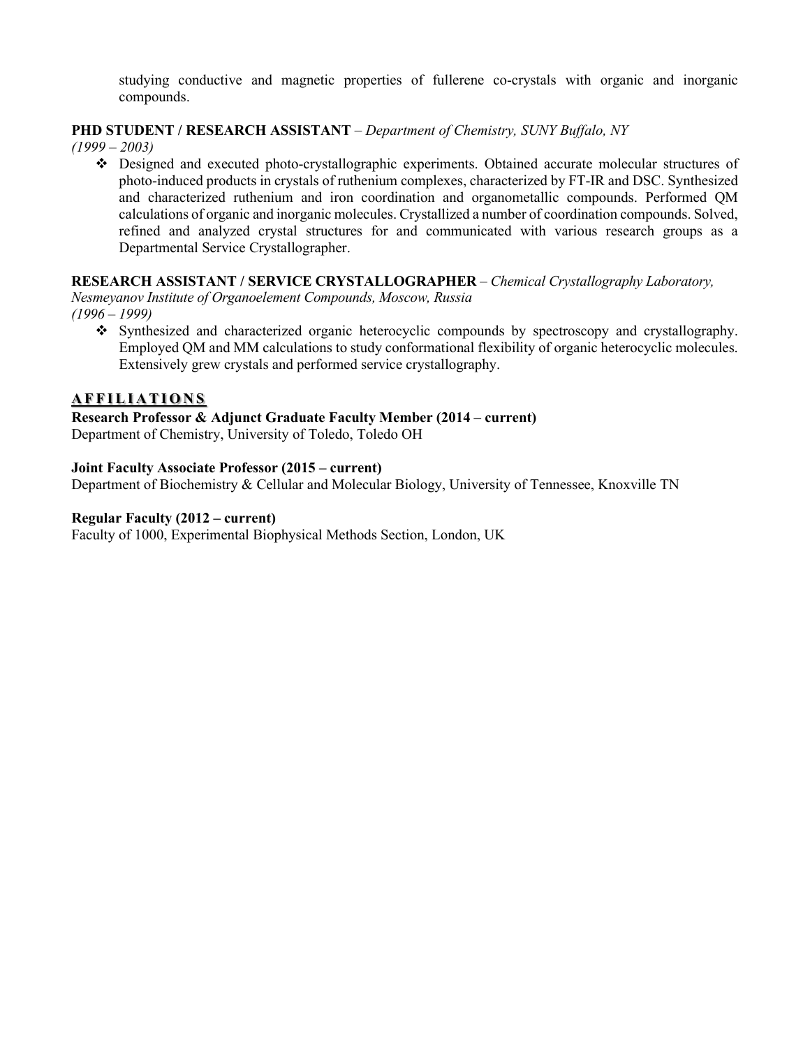studying conductive and magnetic properties of fullerene co-crystals with organic and inorganic compounds.

**PHD STUDENT / RESEARCH ASSISTANT** – *Department of Chemistry, SUNY Buffalo, NY*
*(1999 – 2003)*

- Designed and executed photo-crystallographic experiments. Obtained accurate molecular structures of photo-induced products in crystals of ruthenium complexes, characterized by FT-IR and DSC. Synthesized and characterized ruthenium and iron coordination and organometallic compounds. Performed QM calculations of organic and inorganic molecules. Crystallized a number of coordination compounds. Solved, refined and analyzed crystal structures for and communicated with various research groups as a Departmental Service Crystallographer.

**RESEARCH ASSISTANT / SERVICE CRYSTALLOGRAPHER** – *Chemical Crystallography Laboratory, Nesmeyanov Institute of Organoelement Compounds, Moscow, Russia*
*(1996 – 1999)*

- Synthesized and characterized organic heterocyclic compounds by spectroscopy and crystallography. Employed QM and MM calculations to study conformational flexibility of organic heterocyclic molecules. Extensively grew crystals and performed service crystallography.

## AFFILIATIONS

**Research Professor & Adjunct Graduate Faculty Member (2014 – current)**
Department of Chemistry, University of Toledo, Toledo OH

**Joint Faculty Associate Professor (2015 – current)**
Department of Biochemistry & Cellular and Molecular Biology, University of Tennessee, Knoxville TN

**Regular Faculty (2012 – current)**
Faculty of 1000, Experimental Biophysical Methods Section, London, UK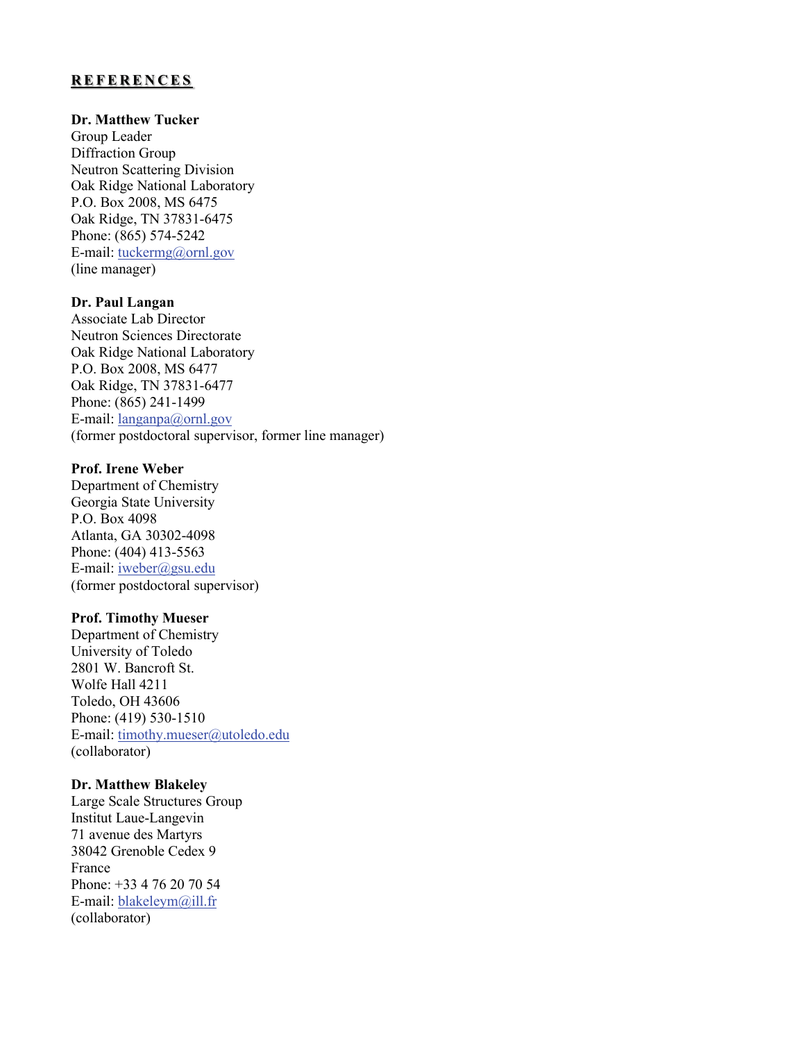## **REFERENCES**

**Dr. Matthew Tucker**
Group Leader
Diffraction Group
Neutron Scattering Division
Oak Ridge National Laboratory
P.O. Box 2008, MS 6475
Oak Ridge, TN 37831-6475
Phone: (865) 574-5242
E-mail: tuckermg@ornl.gov
(line manager)

**Dr. Paul Langan**
Associate Lab Director
Neutron Sciences Directorate
Oak Ridge National Laboratory
P.O. Box 2008, MS 6477
Oak Ridge, TN 37831-6477
Phone: (865) 241-1499
E-mail: langanpa@ornl.gov
(former postdoctoral supervisor, former line manager)

**Prof. Irene Weber**
Department of Chemistry
Georgia State University
P.O. Box 4098
Atlanta, GA 30302-4098
Phone: (404) 413-5563
E-mail: iweber@gsu.edu
(former postdoctoral supervisor)

**Prof. Timothy Mueser**
Department of Chemistry
University of Toledo
2801 W. Bancroft St.
Wolfe Hall 4211
Toledo, OH 43606
Phone: (419) 530-1510
E-mail: timothy.mueser@utoledo.edu
(collaborator)

**Dr. Matthew Blakeley**
Large Scale Structures Group
Institut Laue-Langevin
71 avenue des Martyrs
38042 Grenoble Cedex 9
France
Phone: +33 4 76 20 70 54
E-mail: blakeleym@ill.fr
(collaborator)